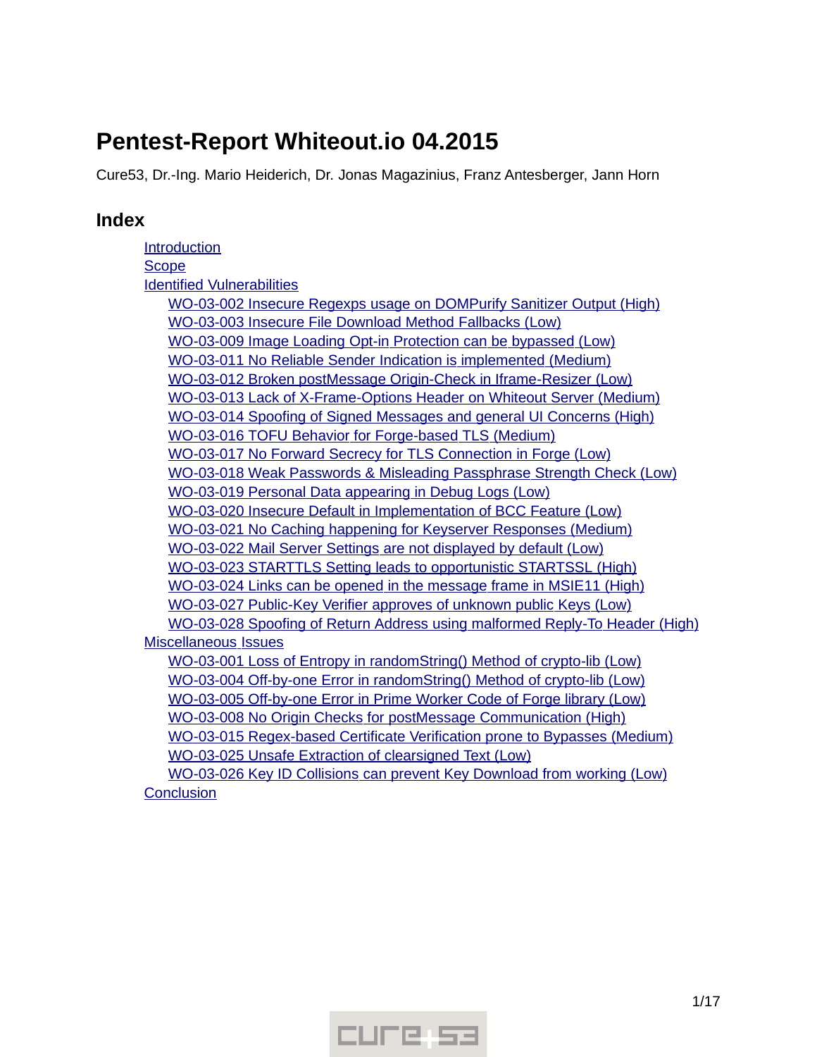# Pentest-Report Whiteout.io 04.2015

Cure53, Dr.-Ing. Mario Heiderich, Dr. Jonas Magazinius, Franz Antesberger, Jann Horn

## Index

- Introduction
- Scope
- Identified Vulnerabilities
  - WO-03-002 Insecure Regexps usage on DOMPurify Sanitizer Output (High)
  - WO-03-003 Insecure File Download Method Fallbacks (Low)
  - WO-03-009 Image Loading Opt-in Protection can be bypassed (Low)
  - WO-03-011 No Reliable Sender Indication is implemented (Medium)
  - WO-03-012 Broken postMessage Origin-Check in Iframe-Resizer (Low)
  - WO-03-013 Lack of X-Frame-Options Header on Whiteout Server (Medium)
  - WO-03-014 Spoofing of Signed Messages and general UI Concerns (High)
  - WO-03-016 TOFU Behavior for Forge-based TLS (Medium)
  - WO-03-017 No Forward Secrecy for TLS Connection in Forge (Low)
  - WO-03-018 Weak Passwords & Misleading Passphrase Strength Check (Low)
  - WO-03-019 Personal Data appearing in Debug Logs (Low)
  - WO-03-020 Insecure Default in Implementation of BCC Feature (Low)
  - WO-03-021 No Caching happening for Keyserver Responses (Medium)
  - WO-03-022 Mail Server Settings are not displayed by default (Low)
  - WO-03-023 STARTTLS Setting leads to opportunistic STARTSSL (High)
  - WO-03-024 Links can be opened in the message frame in MSIE11 (High)
  - WO-03-027 Public-Key Verifier approves of unknown public Keys (Low)
  - WO-03-028 Spoofing of Return Address using malformed Reply-To Header (High)
- Miscellaneous Issues
  - WO-03-001 Loss of Entropy in randomString() Method of crypto-lib (Low)
  - WO-03-004 Off-by-one Error in randomString() Method of crypto-lib (Low)
  - WO-03-005 Off-by-one Error in Prime Worker Code of Forge library (Low)
  - WO-03-008 No Origin Checks for postMessage Communication (High)
  - WO-03-015 Regex-based Certificate Verification prone to Bypasses (Medium)
  - WO-03-025 Unsafe Extraction of clearsigned Text (Low)
  - WO-03-026 Key ID Collisions can prevent Key Download from working (Low)
- Conclusion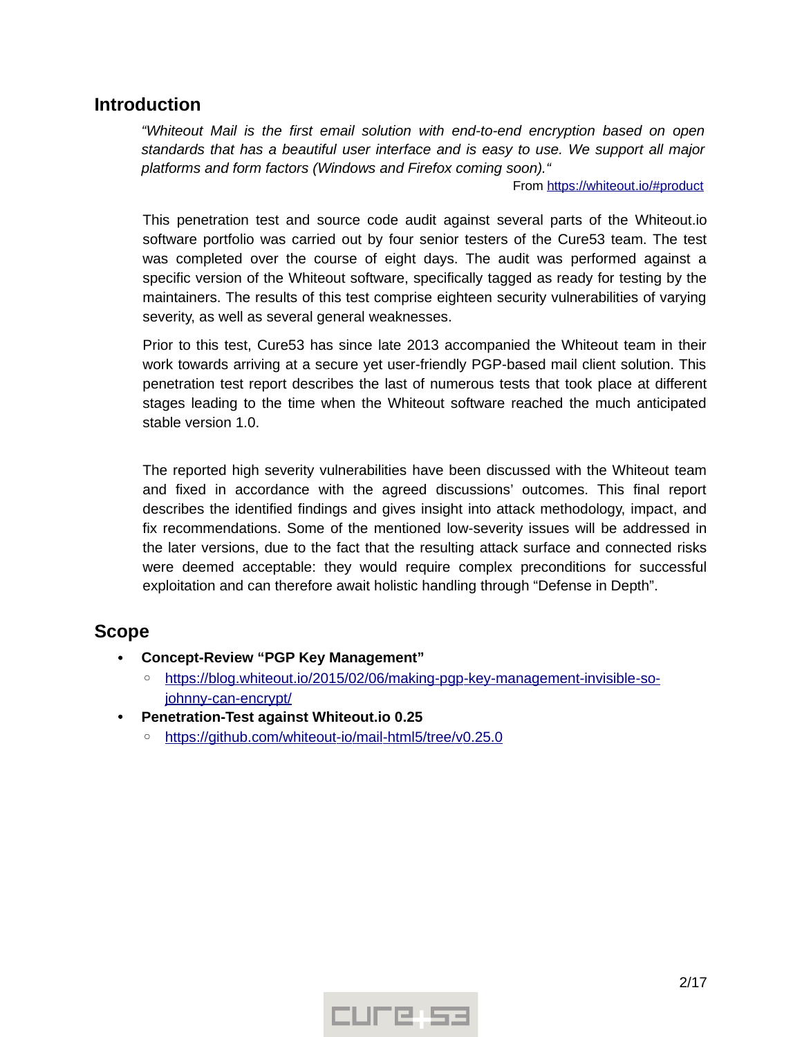## Introduction

*"Whiteout Mail is the first email solution with end-to-end encryption based on open standards that has a beautiful user interface and is easy to use. We support all major platforms and form factors (Windows and Firefox coming soon)."*

From https://whiteout.io/#product

This penetration test and source code audit against several parts of the Whiteout.io software portfolio was carried out by four senior testers of the Cure53 team. The test was completed over the course of eight days. The audit was performed against a specific version of the Whiteout software, specifically tagged as ready for testing by the maintainers. The results of this test comprise eighteen security vulnerabilities of varying severity, as well as several general weaknesses.

Prior to this test, Cure53 has since late 2013 accompanied the Whiteout team in their work towards arriving at a secure yet user-friendly PGP-based mail client solution. This penetration test report describes the last of numerous tests that took place at different stages leading to the time when the Whiteout software reached the much anticipated stable version 1.0.

The reported high severity vulnerabilities have been discussed with the Whiteout team and fixed in accordance with the agreed discussions' outcomes. This final report describes the identified findings and gives insight into attack methodology, impact, and fix recommendations. Some of the mentioned low-severity issues will be addressed in the later versions, due to the fact that the resulting attack surface and connected risks were deemed acceptable: they would require complex preconditions for successful exploitation and can therefore await holistic handling through "Defense in Depth".

## Scope

- **Concept-Review "PGP Key Management"**
  - https://blog.whiteout.io/2015/02/06/making-pgp-key-management-invisible-so-johnny-can-encrypt/
- **Penetration-Test against Whiteout.io 0.25**
  - https://github.com/whiteout-io/mail-html5/tree/v0.25.0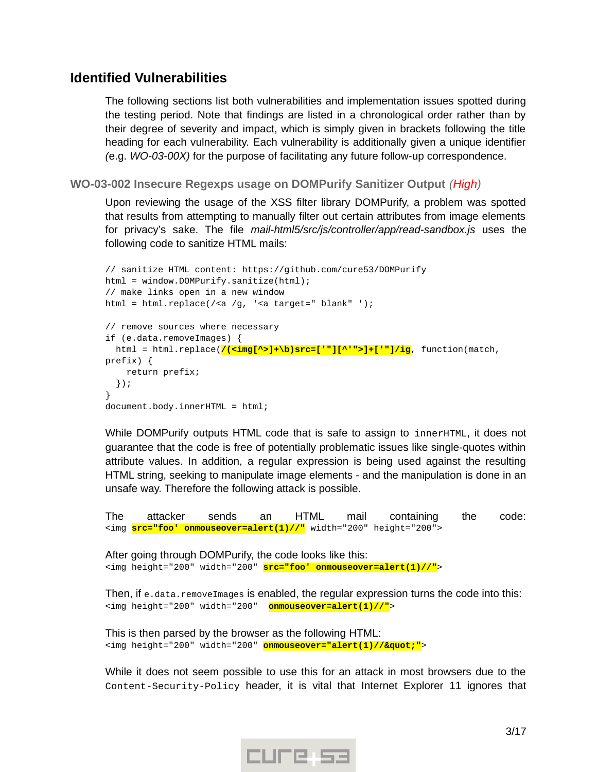## Identified Vulnerabilities

The following sections list both vulnerabilities and implementation issues spotted during the testing period. Note that findings are listed in a chronological order rather than by their degree of severity and impact, which is simply given in brackets following the title heading for each vulnerability. Each vulnerability is additionally given a unique identifier *(*e.g. *WO-03-00X)* for the purpose of facilitating any future follow-up correspondence.

### WO-03-002 Insecure Regexps usage on DOMPurify Sanitizer Output *(High)*

Upon reviewing the usage of the XSS filter library DOMPurify, a problem was spotted that results from attempting to manually filter out certain attributes from image elements for privacy's sake. The file *mail-html5/src/js/controller/app/read-sandbox.js* uses the following code to sanitize HTML mails:

```
// sanitize HTML content: https://github.com/cure53/DOMPurify
html = window.DOMPurify.sanitize(html);
// make links open in a new window
html = html.replace(/<a /g, '<a target="_blank" ');

// remove sources where necessary
if (e.data.removeImages) {
  html = html.replace(/(<img[^>]+\b)src=['"][^'">]+['"]/ig, function(match,
prefix) {
    return prefix;
  });
}
document.body.innerHTML = html;
```

While DOMPurify outputs HTML code that is safe to assign to `innerHTML`, it does not guarantee that the code is free of potentially problematic issues like single-quotes within attribute values. In addition, a regular expression is being used against the resulting HTML string, seeking to manipulate image elements - and the manipulation is done in an unsafe way. Therefore the following attack is possible.

The attacker sends an HTML mail containing the code:
`<img src="foo' onmouseover=alert(1)//" width="200" height="200">`

After going through DOMPurify, the code looks like this:
`<img height="200" width="200" src="foo' onmouseover=alert(1)//">`

Then, if `e.data.removeImages` is enabled, the regular expression turns the code into this:
`<img height="200" width="200"  onmouseover=alert(1)//">`

This is then parsed by the browser as the following HTML:
`<img height="200" width="200" onmouseover="alert(1)//&quot;">`

While it does not seem possible to use this for an attack in most browsers due to the `Content-Security-Policy` header, it is vital that Internet Explorer 11 ignores that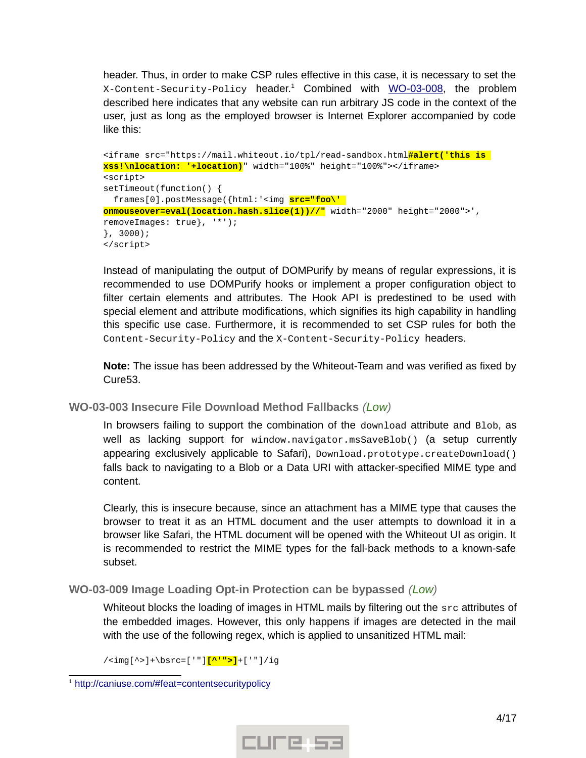header. Thus, in order to make CSP rules effective in this case, it is necessary to set the `X-Content-Security-Policy` header.[1] Combined with WO-03-008, the problem described here indicates that any website can run arbitrary JS code in the context of the user, just as long as the employed browser is Internet Explorer accompanied by code like this:

```
<iframe src="https://mail.whiteout.io/tpl/read-sandbox.html#alert('this is 
xss!\nlocation: '+location)" width="100%" height="100%"></iframe>
<script>
setTimeout(function() {
  frames[0].postMessage({html:'<img src="foo\' 
onmouseover=eval(location.hash.slice(1))//" width="2000" height="2000">',
removeImages: true}, '*');
}, 3000);
</script>
```

Instead of manipulating the output of DOMPurify by means of regular expressions, it is recommended to use DOMPurify hooks or implement a proper configuration object to filter certain elements and attributes. The Hook API is predestined to be used with special element and attribute modifications, which signifies its high capability in handling this specific use case. Furthermore, it is recommended to set CSP rules for both the `Content-Security-Policy` and the `X-Content-Security-Policy` headers.

**Note:** The issue has been addressed by the Whiteout-Team and was verified as fixed by Cure53.

### WO-03-003 Insecure File Download Method Fallbacks *(Low)*

In browsers failing to support the combination of the `download` attribute and `Blob`, as well as lacking support for `window.navigator.msSaveBlob()` (a setup currently appearing exclusively applicable to Safari), `Download.prototype.createDownload()` falls back to navigating to a Blob or a Data URI with attacker-specified MIME type and content.

Clearly, this is insecure because, since an attachment has a MIME type that causes the browser to treat it as an HTML document and the user attempts to download it in a browser like Safari, the HTML document will be opened with the Whiteout UI as origin. It is recommended to restrict the MIME types for the fall-back methods to a known-safe subset.

### WO-03-009 Image Loading Opt-in Protection can be bypassed *(Low)*

Whiteout blocks the loading of images in HTML mails by filtering out the `src` attributes of the embedded images. However, this only happens if images are detected in the mail with the use of the following regex, which is applied to unsanitized HTML mail:

```
/<img[^>]+\bsrc=['"][^'">]+['"]/ig
```

[1] http://caniuse.com/#feat=contentsecuritypolicy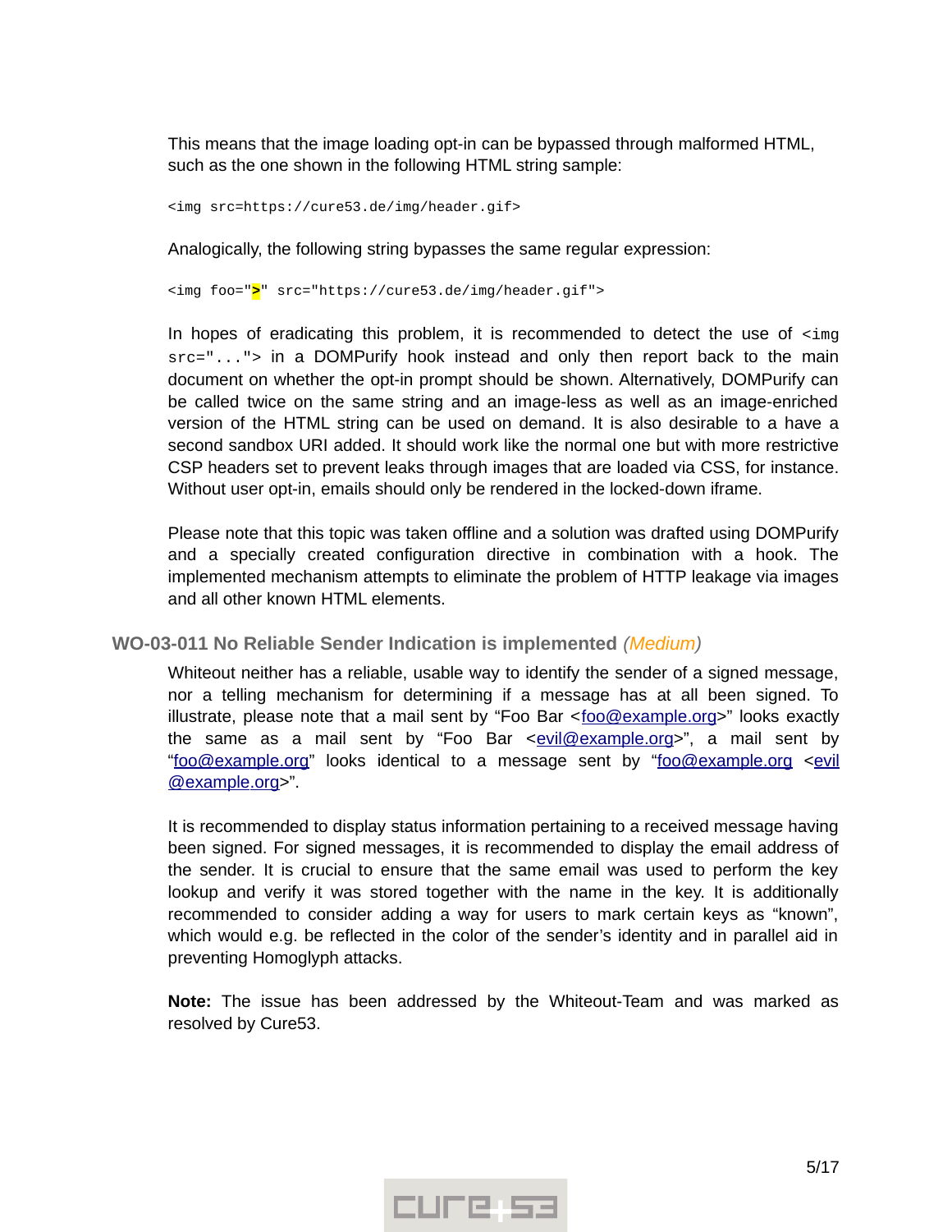This means that the image loading opt-in can be bypassed through malformed HTML, such as the one shown in the following HTML string sample:

```
<img src=https://cure53.de/img/header.gif>
```

Analogically, the following string bypasses the same regular expression:

```
<img foo=">" src="https://cure53.de/img/header.gif">
```

In hopes of eradicating this problem, it is recommended to detect the use of `<img src="...">` in a DOMPurify hook instead and only then report back to the main document on whether the opt-in prompt should be shown. Alternatively, DOMPurify can be called twice on the same string and an image-less as well as an image-enriched version of the HTML string can be used on demand. It is also desirable to a have a second sandbox URI added. It should work like the normal one but with more restrictive CSP headers set to prevent leaks through images that are loaded via CSS, for instance. Without user opt-in, emails should only be rendered in the locked-down iframe.

Please note that this topic was taken offline and a solution was drafted using DOMPurify and a specially created configuration directive in combination with a hook. The implemented mechanism attempts to eliminate the problem of HTTP leakage via images and all other known HTML elements.

### WO-03-011 No Reliable Sender Indication is implemented *(Medium)*

Whiteout neither has a reliable, usable way to identify the sender of a signed message, nor a telling mechanism for determining if a message has at all been signed. To illustrate, please note that a mail sent by "Foo Bar <foo@example.org>" looks exactly the same as a mail sent by "Foo Bar <evil@example.org>", a mail sent by "foo@example.org" looks identical to a message sent by "foo@example.org <evil@example.org>".

It is recommended to display status information pertaining to a received message having been signed. For signed messages, it is recommended to display the email address of the sender. It is crucial to ensure that the same email was used to perform the key lookup and verify it was stored together with the name in the key. It is additionally recommended to consider adding a way for users to mark certain keys as "known", which would e.g. be reflected in the color of the sender's identity and in parallel aid in preventing Homoglyph attacks.

**Note:** The issue has been addressed by the Whiteout-Team and was marked as resolved by Cure53.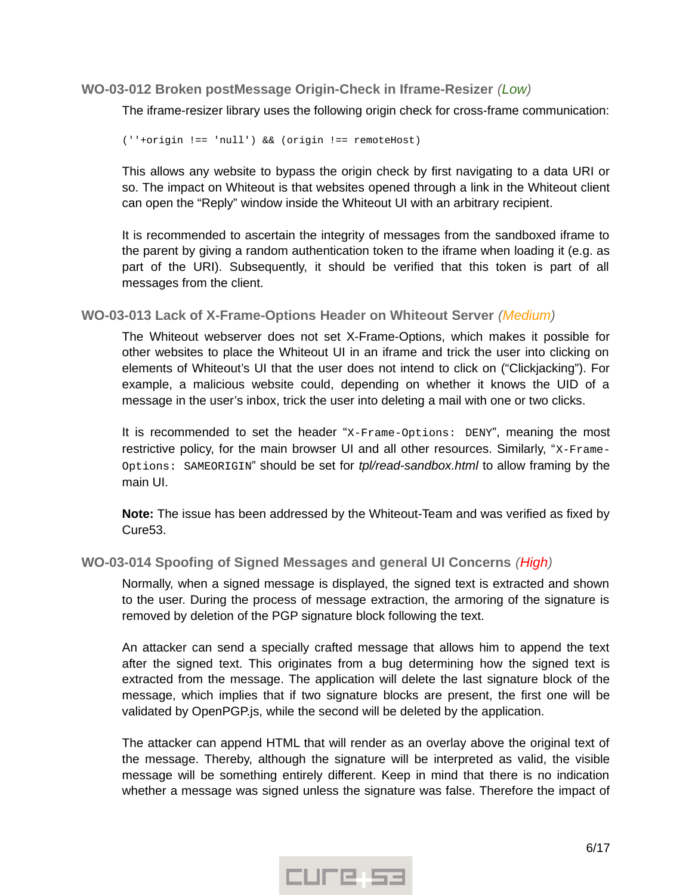### WO-03-012 Broken postMessage Origin-Check in Iframe-Resizer *(Low)*

The iframe-resizer library uses the following origin check for cross-frame communication:

```
(''+origin !== 'null') && (origin !== remoteHost)
```

This allows any website to bypass the origin check by first navigating to a data URI or so. The impact on Whiteout is that websites opened through a link in the Whiteout client can open the "Reply" window inside the Whiteout UI with an arbitrary recipient.

It is recommended to ascertain the integrity of messages from the sandboxed iframe to the parent by giving a random authentication token to the iframe when loading it (e.g. as part of the URI). Subsequently, it should be verified that this token is part of all messages from the client.

### WO-03-013 Lack of X-Frame-Options Header on Whiteout Server *(Medium)*

The Whiteout webserver does not set X-Frame-Options, which makes it possible for other websites to place the Whiteout UI in an iframe and trick the user into clicking on elements of Whiteout's UI that the user does not intend to click on ("Clickjacking"). For example, a malicious website could, depending on whether it knows the UID of a message in the user's inbox, trick the user into deleting a mail with one or two clicks.

It is recommended to set the header "`X-Frame-Options: DENY`", meaning the most restrictive policy, for the main browser UI and all other resources. Similarly, "`X-Frame-Options: SAMEORIGIN`" should be set for *tpl/read-sandbox.html* to allow framing by the main UI.

**Note:** The issue has been addressed by the Whiteout-Team and was verified as fixed by Cure53.

### WO-03-014 Spoofing of Signed Messages and general UI Concerns *(High)*

Normally, when a signed message is displayed, the signed text is extracted and shown to the user. During the process of message extraction, the armoring of the signature is removed by deletion of the PGP signature block following the text.

An attacker can send a specially crafted message that allows him to append the text after the signed text. This originates from a bug determining how the signed text is extracted from the message. The application will delete the last signature block of the message, which implies that if two signature blocks are present, the first one will be validated by OpenPGP.js, while the second will be deleted by the application.

The attacker can append HTML that will render as an overlay above the original text of the message. Thereby, although the signature will be interpreted as valid, the visible message will be something entirely different. Keep in mind that there is no indication whether a message was signed unless the signature was false. Therefore the impact of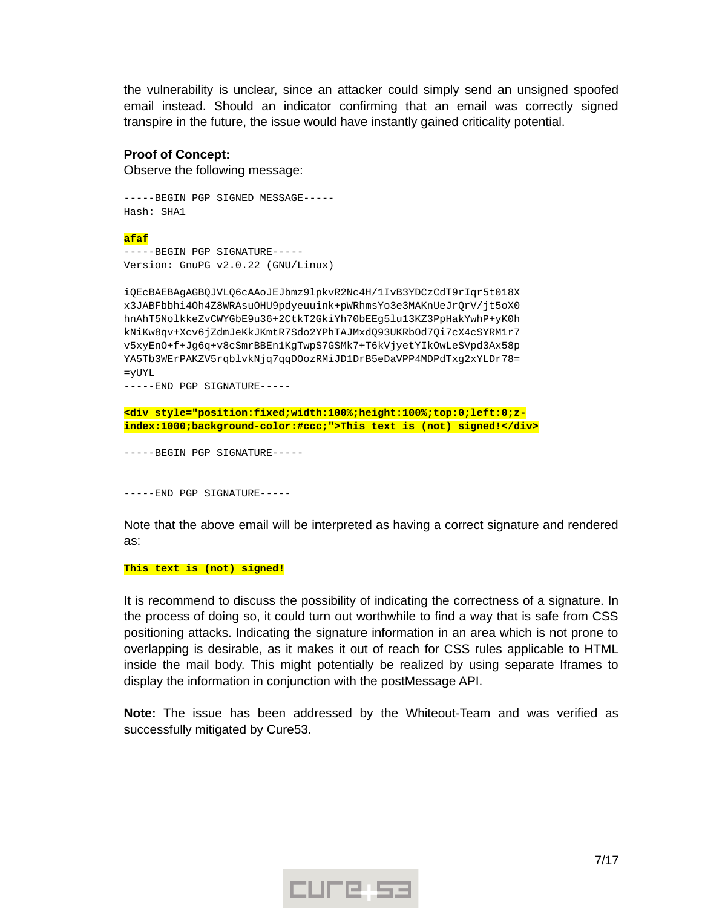the vulnerability is unclear, since an attacker could simply send an unsigned spoofed email instead. Should an indicator confirming that an email was correctly signed transpire in the future, the issue would have instantly gained criticality potential.

**Proof of Concept:**
Observe the following message:

```
-----BEGIN PGP SIGNED MESSAGE-----
Hash: SHA1

afaf
-----BEGIN PGP SIGNATURE-----
Version: GnuPG v2.0.22 (GNU/Linux)

iQEcBAEBAgAGBQJVLQ6cAAoJEJbmz9lpkvR2Nc4H/1IvB3YDCzCdT9rIqr5t018X
x3JABFbbhi4Oh4Z8WRAsuOHU9pdyeuuink+pWRhmsYo3e3MAKnUeJrQrV/jt5oX0
hnAhT5NolkkeZvCWYGbE9u36+2CtkT2GkiYh70bEEg5lu13KZ3PpHakYwhP+yK0h
kNiKw8qv+Xcv6jZdmJeKkJKmtR7Sdo2YPhTAJMxdQ93UKRbOd7Qi7cX4cSYRM1r7
v5xyEnO+f+Jg6q+v8cSmrBBEn1KgTwpS7GSMk7+T6kVjyetYIkOwLeSVpd3Ax58p
YA5Tb3WErPAKZV5rqblvkNjq7qqDOozRMiJD1DrB5eDaVPP4MDPdTxg2xYLDr78=
=yUYL
-----END PGP SIGNATURE-----

<div style="position:fixed;width:100%;height:100%;top:0;left:0;z-index:1000;background-color:#ccc;">This text is (not) signed!</div>

-----BEGIN PGP SIGNATURE-----


-----END PGP SIGNATURE-----
```

Note that the above email will be interpreted as having a correct signature and rendered as:

```
This text is (not) signed!
```

It is recommend to discuss the possibility of indicating the correctness of a signature. In the process of doing so, it could turn out worthwhile to find a way that is safe from CSS positioning attacks. Indicating the signature information in an area which is not prone to overlapping is desirable, as it makes it out of reach for CSS rules applicable to HTML inside the mail body. This might potentially be realized by using separate Iframes to display the information in conjunction with the postMessage API.

**Note:** The issue has been addressed by the Whiteout-Team and was verified as successfully mitigated by Cure53.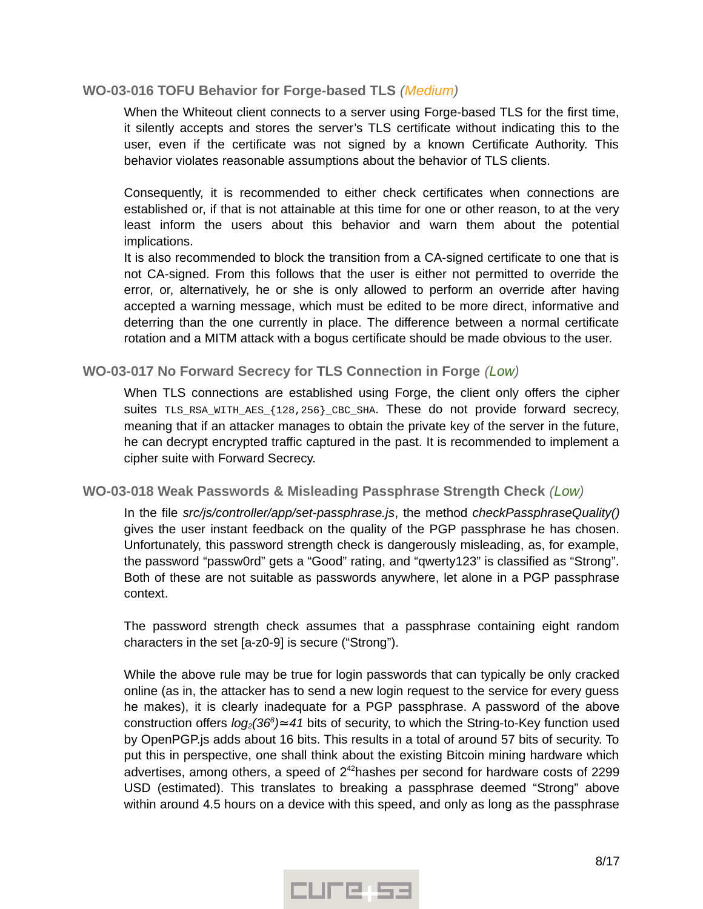### WO-03-016 TOFU Behavior for Forge-based TLS *(Medium)*

When the Whiteout client connects to a server using Forge-based TLS for the first time, it silently accepts and stores the server's TLS certificate without indicating this to the user, even if the certificate was not signed by a known Certificate Authority. This behavior violates reasonable assumptions about the behavior of TLS clients.

Consequently, it is recommended to either check certificates when connections are established or, if that is not attainable at this time for one or other reason, to at the very least inform the users about this behavior and warn them about the potential implications.
It is also recommended to block the transition from a CA-signed certificate to one that is not CA-signed. From this follows that the user is either not permitted to override the error, or, alternatively, he or she is only allowed to perform an override after having accepted a warning message, which must be edited to be more direct, informative and deterring than the one currently in place. The difference between a normal certificate rotation and a MITM attack with a bogus certificate should be made obvious to the user.

### WO-03-017 No Forward Secrecy for TLS Connection in Forge *(Low)*

When TLS connections are established using Forge, the client only offers the cipher suites `TLS_RSA_WITH_AES_{128,256}_CBC_SHA`. These do not provide forward secrecy, meaning that if an attacker manages to obtain the private key of the server in the future, he can decrypt encrypted traffic captured in the past. It is recommended to implement a cipher suite with Forward Secrecy.

### WO-03-018 Weak Passwords & Misleading Passphrase Strength Check *(Low)*

In the file *src/js/controller/app/set-passphrase.js*, the method *checkPassphraseQuality()* gives the user instant feedback on the quality of the PGP passphrase he has chosen. Unfortunately, this password strength check is dangerously misleading, as, for example, the password "passw0rd" gets a "Good" rating, and "qwerty123" is classified as "Strong". Both of these are not suitable as passwords anywhere, let alone in a PGP passphrase context.

The password strength check assumes that a passphrase containing eight random characters in the set [a-z0-9] is secure ("Strong").

While the above rule may be true for login passwords that can typically be only cracked online (as in, the attacker has to send a new login request to the service for every guess he makes), it is clearly inadequate for a PGP passphrase. A password of the above construction offers $\log_2(36^8) \simeq 41$ bits of security, to which the String-to-Key function used by OpenPGP.js adds about 16 bits. This results in a total of around 57 bits of security. To put this in perspective, one shall think about the existing Bitcoin mining hardware which advertises, among others, a speed of $2^{42}$ hashes per second for hardware costs of 2299 USD (estimated). This translates to breaking a passphrase deemed "Strong" above within around 4.5 hours on a device with this speed, and only as long as the passphrase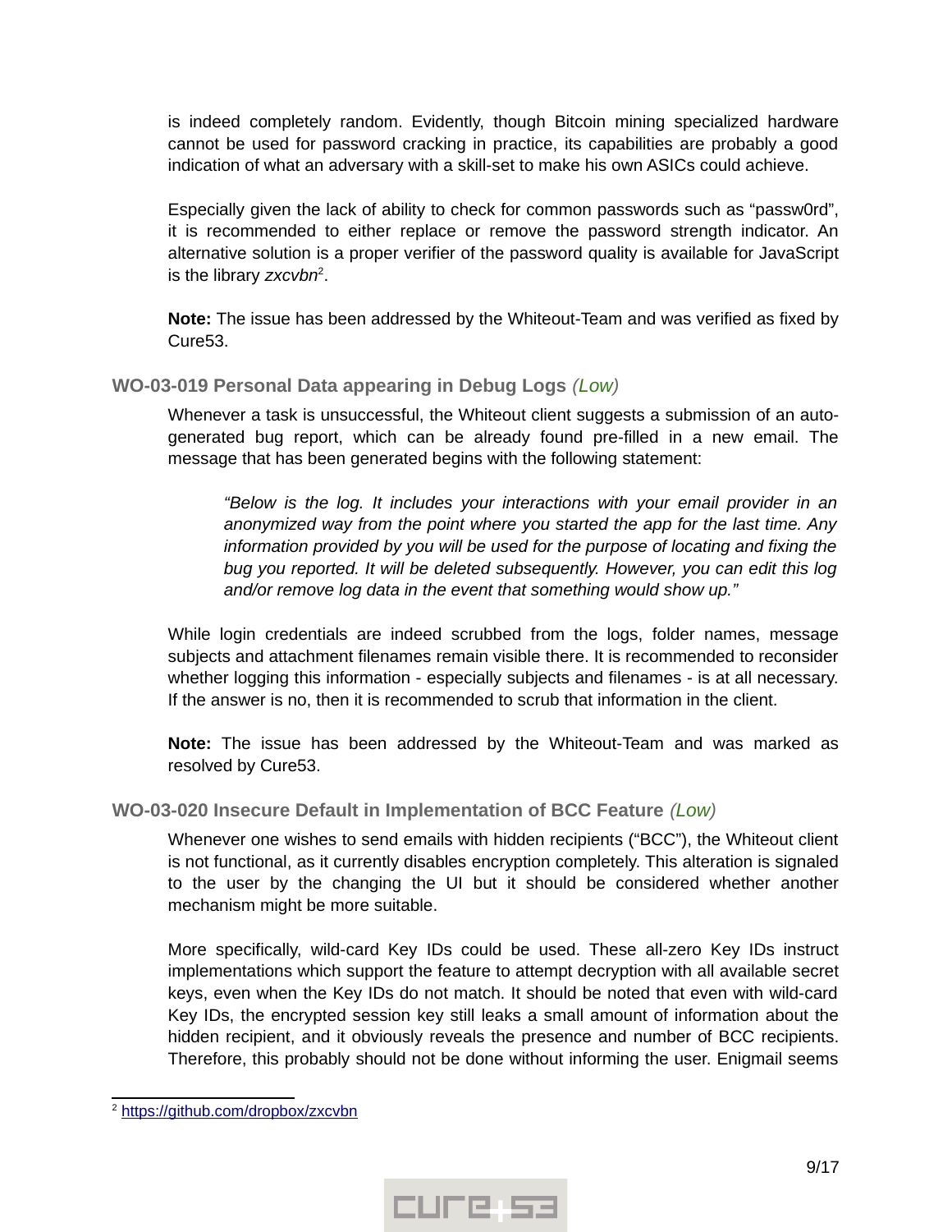is indeed completely random. Evidently, though Bitcoin mining specialized hardware cannot be used for password cracking in practice, its capabilities are probably a good indication of what an adversary with a skill-set to make his own ASICs could achieve.

Especially given the lack of ability to check for common passwords such as "passw0rd", it is recommended to either replace or remove the password strength indicator. An alternative solution is a proper verifier of the password quality is available for JavaScript is the library *zxcvbn*[2].

**Note:** The issue has been addressed by the Whiteout-Team and was verified as fixed by Cure53.

### WO-03-019 Personal Data appearing in Debug Logs *(Low)*

Whenever a task is unsuccessful, the Whiteout client suggests a submission of an auto-generated bug report, which can be already found pre-filled in a new email. The message that has been generated begins with the following statement:

> *"Below is the log. It includes your interactions with your email provider in an anonymized way from the point where you started the app for the last time. Any information provided by you will be used for the purpose of locating and fixing the bug you reported. It will be deleted subsequently. However, you can edit this log and/or remove log data in the event that something would show up."*

While login credentials are indeed scrubbed from the logs, folder names, message subjects and attachment filenames remain visible there. It is recommended to reconsider whether logging this information - especially subjects and filenames - is at all necessary. If the answer is no, then it is recommended to scrub that information in the client.

**Note:** The issue has been addressed by the Whiteout-Team and was marked as resolved by Cure53.

### WO-03-020 Insecure Default in Implementation of BCC Feature *(Low)*

Whenever one wishes to send emails with hidden recipients ("BCC"), the Whiteout client is not functional, as it currently disables encryption completely. This alteration is signaled to the user by the changing the UI but it should be considered whether another mechanism might be more suitable.

More specifically, wild-card Key IDs could be used. These all-zero Key IDs instruct implementations which support the feature to attempt decryption with all available secret keys, even when the Key IDs do not match. It should be noted that even with wild-card Key IDs, the encrypted session key still leaks a small amount of information about the hidden recipient, and it obviously reveals the presence and number of BCC recipients. Therefore, this probably should not be done without informing the user. Enigmail seems

---

[2] https://github.com/dropbox/zxcvbn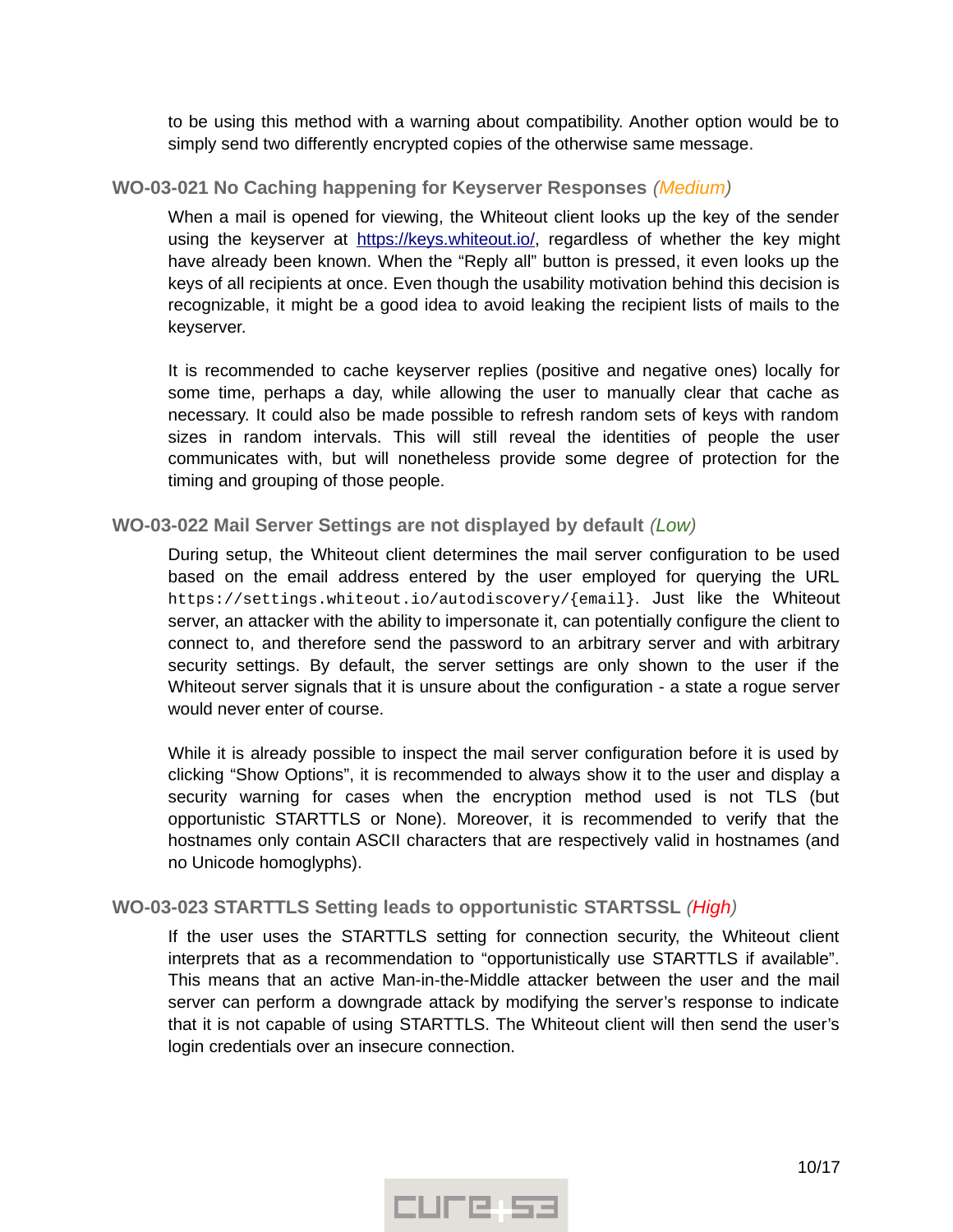to be using this method with a warning about compatibility. Another option would be to simply send two differently encrypted copies of the otherwise same message.

### WO-03-021 No Caching happening for Keyserver Responses *(Medium)*

When a mail is opened for viewing, the Whiteout client looks up the key of the sender using the keyserver at https://keys.whiteout.io/, regardless of whether the key might have already been known. When the "Reply all" button is pressed, it even looks up the keys of all recipients at once. Even though the usability motivation behind this decision is recognizable, it might be a good idea to avoid leaking the recipient lists of mails to the keyserver.

It is recommended to cache keyserver replies (positive and negative ones) locally for some time, perhaps a day, while allowing the user to manually clear that cache as necessary. It could also be made possible to refresh random sets of keys with random sizes in random intervals. This will still reveal the identities of people the user communicates with, but will nonetheless provide some degree of protection for the timing and grouping of those people.

### WO-03-022 Mail Server Settings are not displayed by default *(Low)*

During setup, the Whiteout client determines the mail server configuration to be used based on the email address entered by the user employed for querying the URL `https://settings.whiteout.io/autodiscovery/{email}`. Just like the Whiteout server, an attacker with the ability to impersonate it, can potentially configure the client to connect to, and therefore send the password to an arbitrary server and with arbitrary security settings. By default, the server settings are only shown to the user if the Whiteout server signals that it is unsure about the configuration - a state a rogue server would never enter of course.

While it is already possible to inspect the mail server configuration before it is used by clicking "Show Options", it is recommended to always show it to the user and display a security warning for cases when the encryption method used is not TLS (but opportunistic STARTTLS or None). Moreover, it is recommended to verify that the hostnames only contain ASCII characters that are respectively valid in hostnames (and no Unicode homoglyphs).

### WO-03-023 STARTTLS Setting leads to opportunistic STARTSSL *(High)*

If the user uses the STARTTLS setting for connection security, the Whiteout client interprets that as a recommendation to "opportunistically use STARTTLS if available". This means that an active Man-in-the-Middle attacker between the user and the mail server can perform a downgrade attack by modifying the server's response to indicate that it is not capable of using STARTTLS. The Whiteout client will then send the user's login credentials over an insecure connection.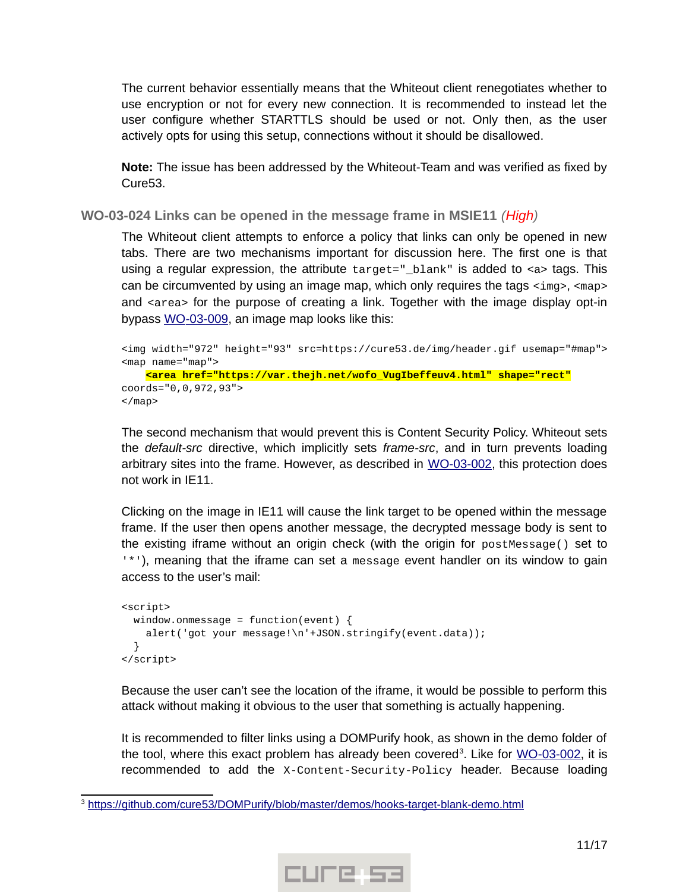The current behavior essentially means that the Whiteout client renegotiates whether to use encryption or not for every new connection. It is recommended to instead let the user configure whether STARTTLS should be used or not. Only then, as the user actively opts for using this setup, connections without it should be disallowed.

**Note:** The issue has been addressed by the Whiteout-Team and was verified as fixed by Cure53.

### WO-03-024 Links can be opened in the message frame in MSIE11 *(High)*

The Whiteout client attempts to enforce a policy that links can only be opened in new tabs. There are two mechanisms important for discussion here. The first one is that using a regular expression, the attribute `target="_blank"` is added to `<a>` tags. This can be circumvented by using an image map, which only requires the tags `<img>`, `<map>` and `<area>` for the purpose of creating a link. Together with the image display opt-in bypass WO-03-009, an image map looks like this:

```
<img width="972" height="93" src=https://cure53.de/img/header.gif usemap="#map">
<map name="map">
    <area href="https://var.thejh.net/wofo_VugIbeffeuv4.html" shape="rect"
coords="0,0,972,93">
</map>
```

The second mechanism that would prevent this is Content Security Policy. Whiteout sets the *default-src* directive, which implicitly sets *frame-src*, and in turn prevents loading arbitrary sites into the frame. However, as described in WO-03-002, this protection does not work in IE11.

Clicking on the image in IE11 will cause the link target to be opened within the message frame. If the user then opens another message, the decrypted message body is sent to the existing iframe without an origin check (with the origin for `postMessage()` set to `'*'`), meaning that the iframe can set a `message` event handler on its window to gain access to the user's mail:

```
<script>
  window.onmessage = function(event) {
    alert('got your message!\n'+JSON.stringify(event.data));
  }
</script>
```

Because the user can't see the location of the iframe, it would be possible to perform this attack without making it obvious to the user that something is actually happening.

It is recommended to filter links using a DOMPurify hook, as shown in the demo folder of the tool, where this exact problem has already been covered[3]. Like for WO-03-002, it is recommended to add the `X-Content-Security-Policy` header. Because loading

[3] https://github.com/cure53/DOMPurify/blob/master/demos/hooks-target-blank-demo.html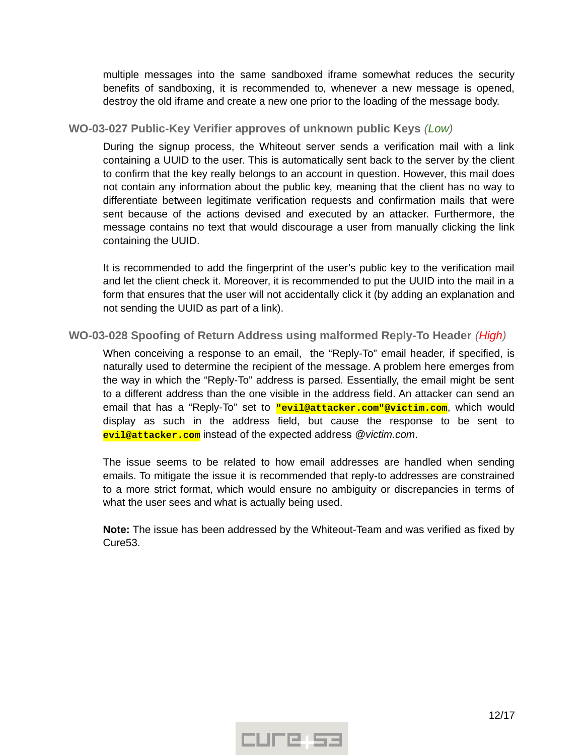multiple messages into the same sandboxed iframe somewhat reduces the security benefits of sandboxing, it is recommended to, whenever a new message is opened, destroy the old iframe and create a new one prior to the loading of the message body.

### WO-03-027 Public-Key Verifier approves of unknown public Keys *(Low)*

During the signup process, the Whiteout server sends a verification mail with a link containing a UUID to the user. This is automatically sent back to the server by the client to confirm that the key really belongs to an account in question. However, this mail does not contain any information about the public key, meaning that the client has no way to differentiate between legitimate verification requests and confirmation mails that were sent because of the actions devised and executed by an attacker. Furthermore, the message contains no text that would discourage a user from manually clicking the link containing the UUID.

It is recommended to add the fingerprint of the user's public key to the verification mail and let the client check it. Moreover, it is recommended to put the UUID into the mail in a form that ensures that the user will not accidentally click it (by adding an explanation and not sending the UUID as part of a link).

### WO-03-028 Spoofing of Return Address using malformed Reply-To Header *(High)*

When conceiving a response to an email, the "Reply-To" email header, if specified, is naturally used to determine the recipient of the message. A problem here emerges from the way in which the "Reply-To" address is parsed. Essentially, the email might be sent to a different address than the one visible in the address field. An attacker can send an email that has a "Reply-To" set to **`"evil@attacker.com"@victim.com`**, which would display as such in the address field, but cause the response to be sent to **`evil@attacker.com`** instead of the expected address *@victim.com*.

The issue seems to be related to how email addresses are handled when sending emails. To mitigate the issue it is recommended that reply-to addresses are constrained to a more strict format, which would ensure no ambiguity or discrepancies in terms of what the user sees and what is actually being used.

**Note:** The issue has been addressed by the Whiteout-Team and was verified as fixed by Cure53.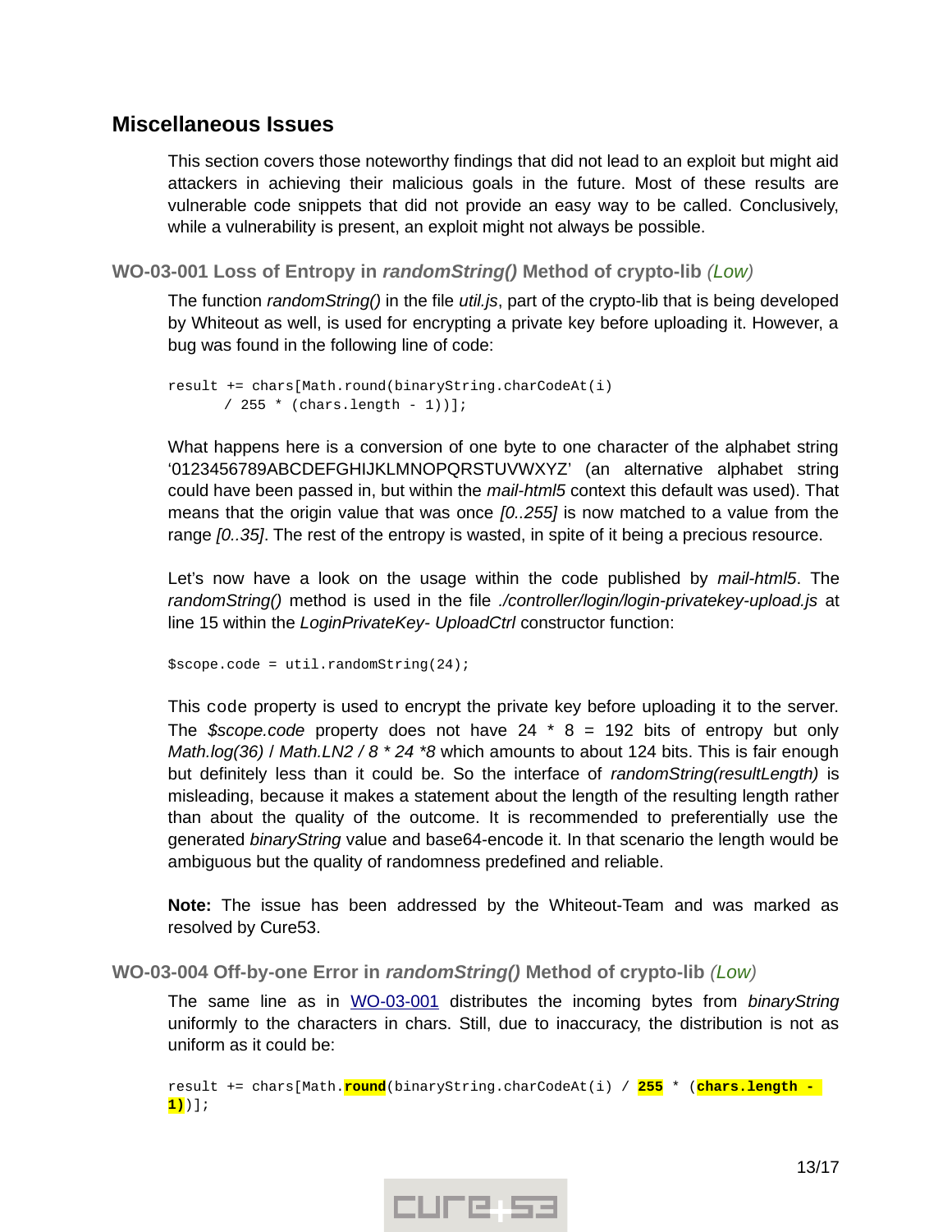## Miscellaneous Issues

This section covers those noteworthy findings that did not lead to an exploit but might aid attackers in achieving their malicious goals in the future. Most of these results are vulnerable code snippets that did not provide an easy way to be called. Conclusively, while a vulnerability is present, an exploit might not always be possible.

### WO-03-001 Loss of Entropy in *randomString()* Method of crypto-lib *(Low)*

The function *randomString()* in the file *util.js*, part of the crypto-lib that is being developed by Whiteout as well, is used for encrypting a private key before uploading it. However, a bug was found in the following line of code:

```
result += chars[Math.round(binaryString.charCodeAt(i)
      / 255 * (chars.length - 1))];
```

What happens here is a conversion of one byte to one character of the alphabet string '0123456789ABCDEFGHIJKLMNOPQRSTUVWXYZ' (an alternative alphabet string could have been passed in, but within the *mail-html5* context this default was used). That means that the origin value that was once *[0..255]* is now matched to a value from the range *[0..35]*. The rest of the entropy is wasted, in spite of it being a precious resource.

Let's now have a look on the usage within the code published by *mail-html5*. The *randomString()* method is used in the file *./controller/login/login-privatekey-upload.js* at line 15 within the *LoginPrivateKey- UploadCtrl* constructor function:

```
$scope.code = util.randomString(24);
```

This code property is used to encrypt the private key before uploading it to the server. The *$scope.code* property does not have 24 * 8 = 192 bits of entropy but only *Math.log(36) / Math.LN2 / 8 * 24 *8* which amounts to about 124 bits. This is fair enough but definitely less than it could be. So the interface of *randomString(resultLength)* is misleading, because it makes a statement about the length of the resulting length rather than about the quality of the outcome. It is recommended to preferentially use the generated *binaryString* value and base64-encode it. In that scenario the length would be ambiguous but the quality of randomness predefined and reliable.

**Note:** The issue has been addressed by the Whiteout-Team and was marked as resolved by Cure53.

### WO-03-004 Off-by-one Error in *randomString()* Method of crypto-lib *(Low)*

The same line as in WO-03-001 distributes the incoming bytes from *binaryString* uniformly to the characters in chars. Still, due to inaccuracy, the distribution is not as uniform as it could be:

```
result += chars[Math.round(binaryString.charCodeAt(i) / 255 * (chars.length -
1))];
```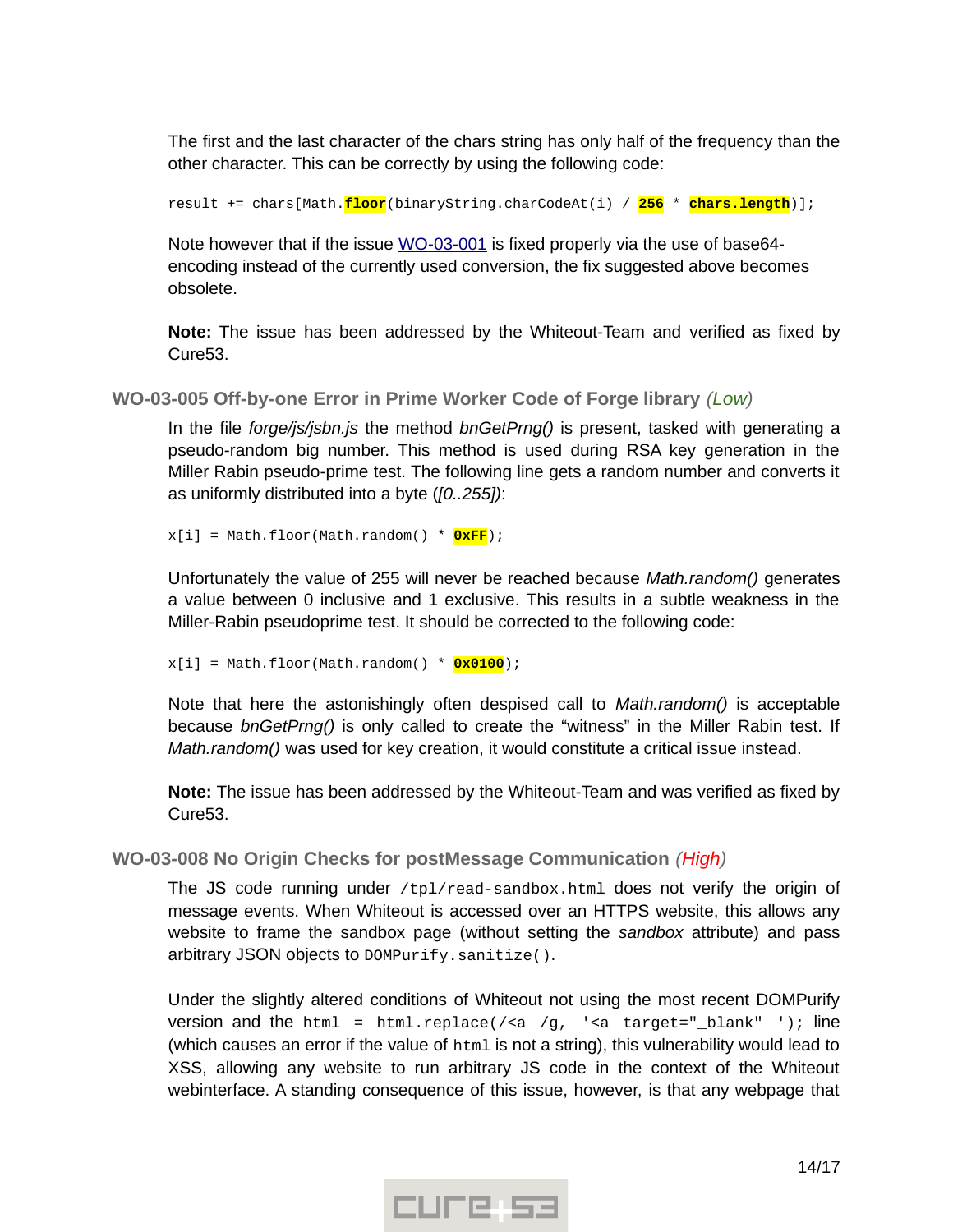The first and the last character of the chars string has only half of the frequency than the other character. This can be correctly by using the following code:

```
result += chars[Math.floor(binaryString.charCodeAt(i) / 256 * chars.length)];
```

Note however that if the issue WO-03-001 is fixed properly via the use of base64-encoding instead of the currently used conversion, the fix suggested above becomes obsolete.

**Note:** The issue has been addressed by the Whiteout-Team and verified as fixed by Cure53.

### WO-03-005 Off-by-one Error in Prime Worker Code of Forge library *(Low)*

In the file *forge/js/jsbn.js* the method *bnGetPrng()* is present, tasked with generating a pseudo-random big number. This method is used during RSA key generation in the Miller Rabin pseudo-prime test. The following line gets a random number and converts it as uniformly distributed into a byte (*[0..255]*):

```
x[i] = Math.floor(Math.random() * 0xFF);
```

Unfortunately the value of 255 will never be reached because *Math.random()* generates a value between 0 inclusive and 1 exclusive. This results in a subtle weakness in the Miller-Rabin pseudoprime test. It should be corrected to the following code:

```
x[i] = Math.floor(Math.random() * 0x0100);
```

Note that here the astonishingly often despised call to *Math.random()* is acceptable because *bnGetPrng()* is only called to create the "witness" in the Miller Rabin test. If *Math.random()* was used for key creation, it would constitute a critical issue instead.

**Note:** The issue has been addressed by the Whiteout-Team and was verified as fixed by Cure53.

### WO-03-008 No Origin Checks for postMessage Communication *(High)*

The JS code running under `/tpl/read-sandbox.html` does not verify the origin of message events. When Whiteout is accessed over an HTTPS website, this allows any website to frame the sandbox page (without setting the *sandbox* attribute) and pass arbitrary JSON objects to `DOMPurify.sanitize()`.

Under the slightly altered conditions of Whiteout not using the most recent DOMPurify version and the `html = html.replace(/<a /g, '<a target="_blank" ');` line (which causes an error if the value of `html` is not a string), this vulnerability would lead to XSS, allowing any website to run arbitrary JS code in the context of the Whiteout webinterface. A standing consequence of this issue, however, is that any webpage that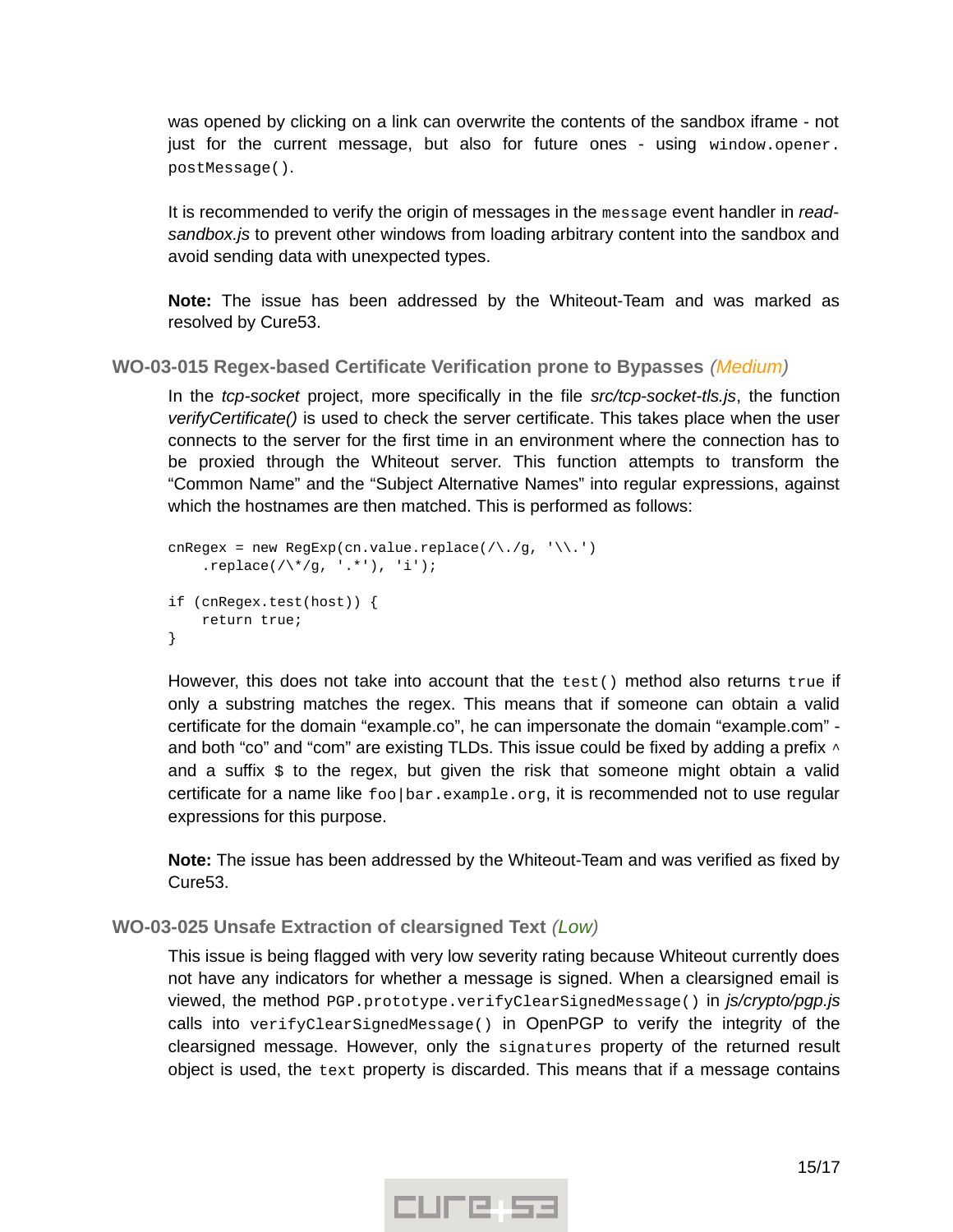was opened by clicking on a link can overwrite the contents of the sandbox iframe - not just for the current message, but also for future ones - using `window.opener.postMessage()`.

It is recommended to verify the origin of messages in the `message` event handler in *read-sandbox.js* to prevent other windows from loading arbitrary content into the sandbox and avoid sending data with unexpected types.

**Note:** The issue has been addressed by the Whiteout-Team and was marked as resolved by Cure53.

### WO-03-015 Regex-based Certificate Verification prone to Bypasses *(Medium)*

In the *tcp-socket* project, more specifically in the file *src/tcp-socket-tls.js*, the function *verifyCertificate()* is used to check the server certificate. This takes place when the user connects to the server for the first time in an environment where the connection has to be proxied through the Whiteout server. This function attempts to transform the "Common Name" and the "Subject Alternative Names" into regular expressions, against which the hostnames are then matched. This is performed as follows:

```
cnRegex = new RegExp(cn.value.replace(/\./g, '\\.')
    .replace(/\*/g, '.*'), 'i');

if (cnRegex.test(host)) {
    return true;
}
```

However, this does not take into account that the `test()` method also returns `true` if only a substring matches the regex. This means that if someone can obtain a valid certificate for the domain "example.co", he can impersonate the domain "example.com" - and both "co" and "com" are existing TLDs. This issue could be fixed by adding a prefix `^` and a suffix `$` to the regex, but given the risk that someone might obtain a valid certificate for a name like `foo|bar.example.org`, it is recommended not to use regular expressions for this purpose.

**Note:** The issue has been addressed by the Whiteout-Team and was verified as fixed by Cure53.

### WO-03-025 Unsafe Extraction of clearsigned Text *(Low)*

This issue is being flagged with very low severity rating because Whiteout currently does not have any indicators for whether a message is signed. When a clearsigned email is viewed, the method `PGP.prototype.verifyClearSignedMessage()` in *js/crypto/pgp.js* calls into `verifyClearSignedMessage()` in OpenPGP to verify the integrity of the clearsigned message. However, only the `signatures` property of the returned result object is used, the `text` property is discarded. This means that if a message contains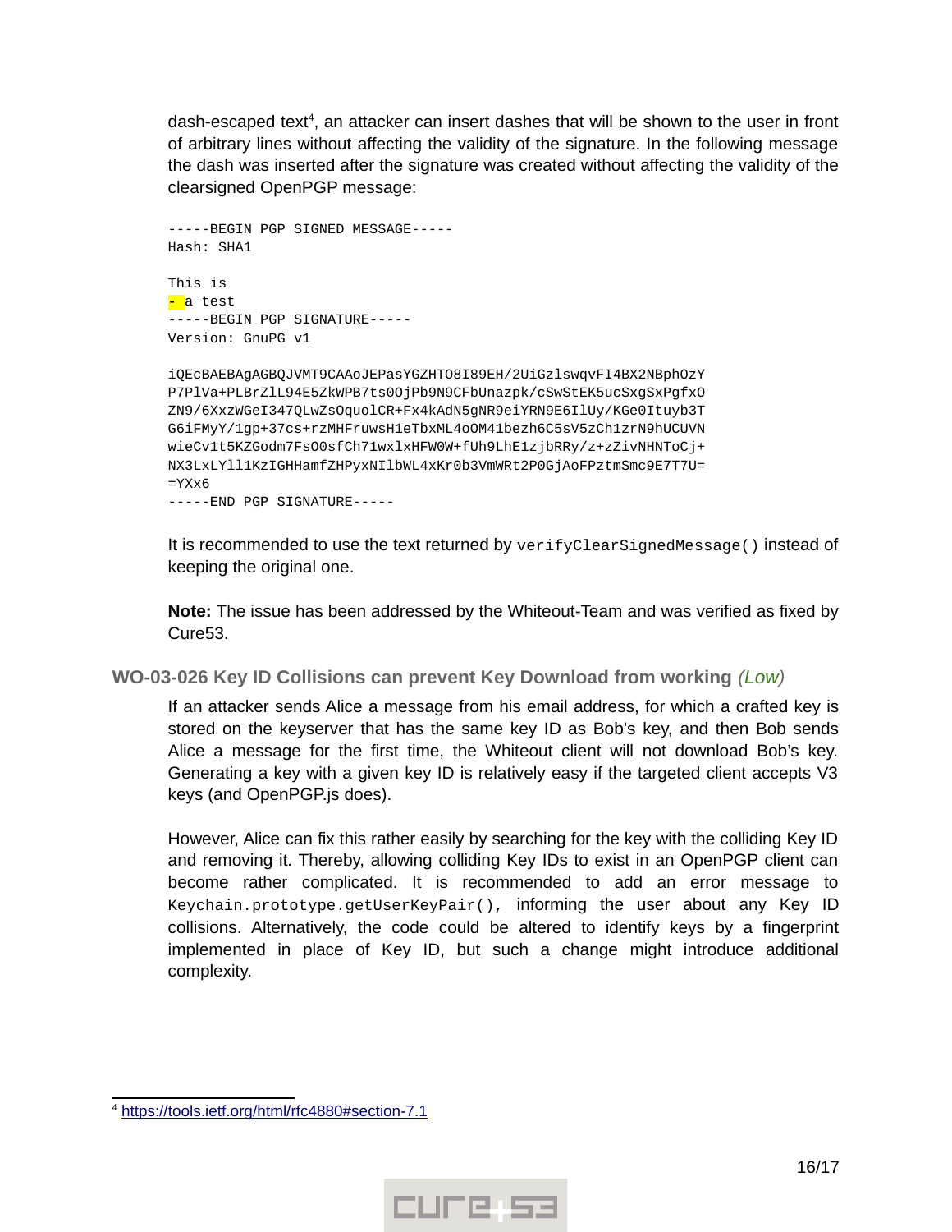dash-escaped text[4], an attacker can insert dashes that will be shown to the user in front of arbitrary lines without affecting the validity of the signature. In the following message the dash was inserted after the signature was created without affecting the validity of the clearsigned OpenPGP message:

```
-----BEGIN PGP SIGNED MESSAGE-----
Hash: SHA1

This is
- a test
-----BEGIN PGP SIGNATURE-----
Version: GnuPG v1

iQEcBAEBAgAGBQJVMT9CAAoJEPasYGZHTO8I89EH/2UiGzlswqvFI4BX2NBphOzY
P7PlVa+PLBrZlL94E5ZkWPB7ts0OjPb9N9CFbUnazpk/cSwStEK5ucSxgSxPgfxO
ZN9/6XxzWGeI347QLwZsOquolCR+Fx4kAdN5gNR9eiYRN9E6IlUy/KGe0Ituyb3T
G6iFMyY/1gp+37cs+rzMHFruwsH1eTbxML4oOM41bezh6C5sV5zCh1zrN9hUCUVN
wieCv1t5KZGodm7FsO0sfCh71wxlxHFW0W+fUh9LhE1zjbRRy/z+zZivNHNToCj+
NX3LxLYll1KzIGHHamfZHPyxNIlbWL4xKr0b3VmWRt2P0GjAoFPztmSmc9E7T7U=
=YXx6
-----END PGP SIGNATURE-----
```

It is recommended to use the text returned by `verifyClearSignedMessage()` instead of keeping the original one.

**Note:** The issue has been addressed by the Whiteout-Team and was verified as fixed by Cure53.

### WO-03-026 Key ID Collisions can prevent Key Download from working *(Low)*

If an attacker sends Alice a message from his email address, for which a crafted key is stored on the keyserver that has the same key ID as Bob's key, and then Bob sends Alice a message for the first time, the Whiteout client will not download Bob's key. Generating a key with a given key ID is relatively easy if the targeted client accepts V3 keys (and OpenPGP.js does).

However, Alice can fix this rather easily by searching for the key with the colliding Key ID and removing it. Thereby, allowing colliding Key IDs to exist in an OpenPGP client can become rather complicated. It is recommended to add an error message to `Keychain.prototype.getUserKeyPair()`, informing the user about any Key ID collisions. Alternatively, the code could be altered to identify keys by a fingerprint implemented in place of Key ID, but such a change might introduce additional complexity.

[4] https://tools.ietf.org/html/rfc4880#section-7.1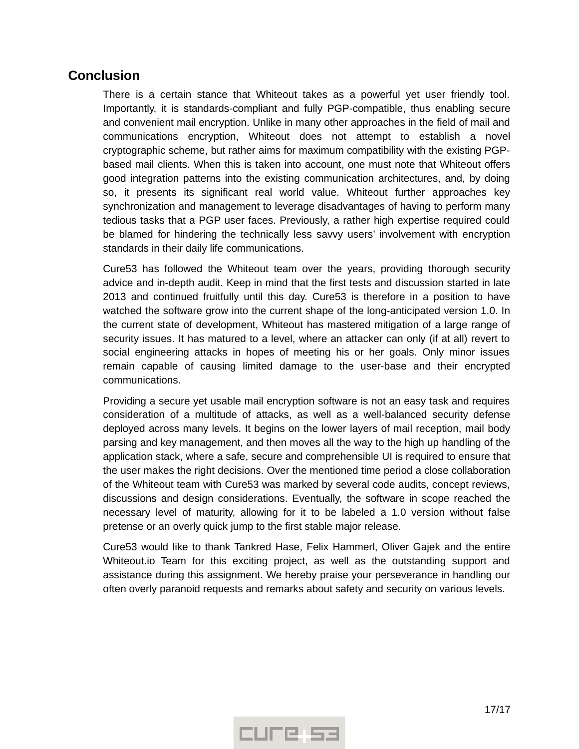## Conclusion

There is a certain stance that Whiteout takes as a powerful yet user friendly tool. Importantly, it is standards-compliant and fully PGP-compatible, thus enabling secure and convenient mail encryption. Unlike in many other approaches in the field of mail and communications encryption, Whiteout does not attempt to establish a novel cryptographic scheme, but rather aims for maximum compatibility with the existing PGP-based mail clients. When this is taken into account, one must note that Whiteout offers good integration patterns into the existing communication architectures, and, by doing so, it presents its significant real world value. Whiteout further approaches key synchronization and management to leverage disadvantages of having to perform many tedious tasks that a PGP user faces. Previously, a rather high expertise required could be blamed for hindering the technically less savvy users' involvement with encryption standards in their daily life communications.

Cure53 has followed the Whiteout team over the years, providing thorough security advice and in-depth audit. Keep in mind that the first tests and discussion started in late 2013 and continued fruitfully until this day. Cure53 is therefore in a position to have watched the software grow into the current shape of the long-anticipated version 1.0. In the current state of development, Whiteout has mastered mitigation of a large range of security issues. It has matured to a level, where an attacker can only (if at all) revert to social engineering attacks in hopes of meeting his or her goals. Only minor issues remain capable of causing limited damage to the user-base and their encrypted communications.

Providing a secure yet usable mail encryption software is not an easy task and requires consideration of a multitude of attacks, as well as a well-balanced security defense deployed across many levels. It begins on the lower layers of mail reception, mail body parsing and key management, and then moves all the way to the high up handling of the application stack, where a safe, secure and comprehensible UI is required to ensure that the user makes the right decisions. Over the mentioned time period a close collaboration of the Whiteout team with Cure53 was marked by several code audits, concept reviews, discussions and design considerations. Eventually, the software in scope reached the necessary level of maturity, allowing for it to be labeled a 1.0 version without false pretense or an overly quick jump to the first stable major release.

Cure53 would like to thank Tankred Hase, Felix Hammerl, Oliver Gajek and the entire Whiteout.io Team for this exciting project, as well as the outstanding support and assistance during this assignment. We hereby praise your perseverance in handling our often overly paranoid requests and remarks about safety and security on various levels.